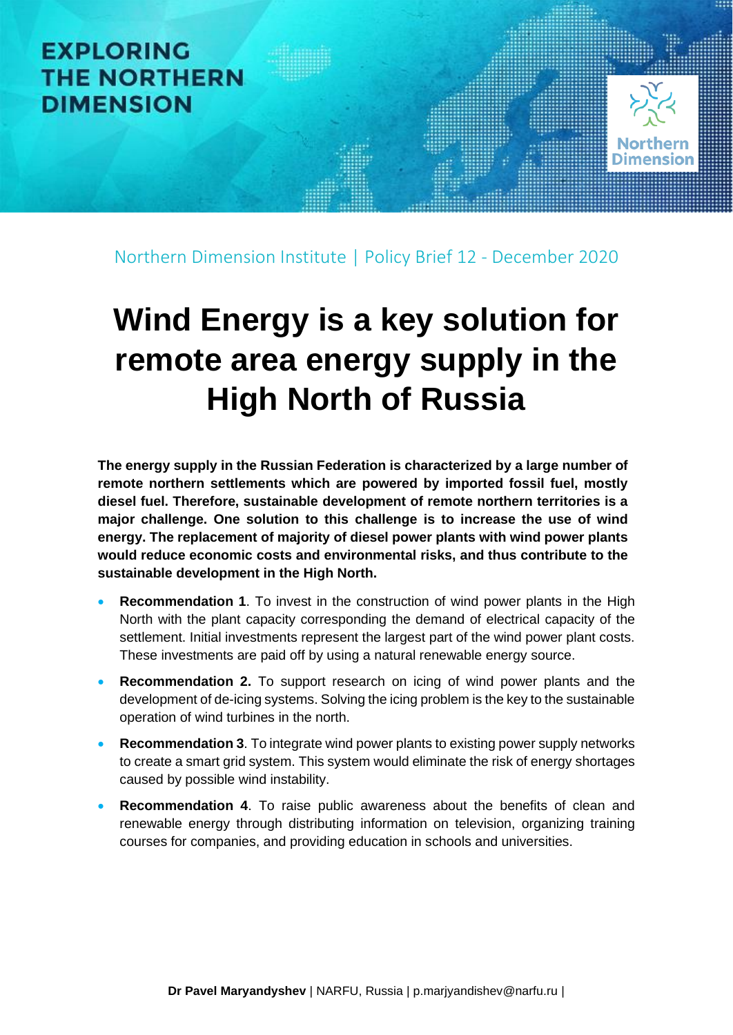EXPLORING THE NORTHERN DIMENSION

Northern Dimension

Northern Dimension Institute | Policy Brief 12 - December 2020

# Wind Energy is a key solution for remote area energy supply in the High North of Russia

**The energy supply in the Russian Federation is characterized by a large number of remote northern settlements which are powered by imported fossil fuel, mostly diesel fuel. Therefore, sustainable development of remote northern territories is a major challenge. One solution to this challenge is to increase the use of wind energy. The replacement of majority of diesel power plants with wind power plants would reduce economic costs and environmental risks, and thus contribute to the sustainable development in the High North.**

- **Recommendation 1**. To invest in the construction of wind power plants in the High North with the plant capacity corresponding the demand of electrical capacity of the settlement. Initial investments represent the largest part of the wind power plant costs. These investments are paid off by using a natural renewable energy source.
- **Recommendation 2.** To support research on icing of wind power plants and the development of de-icing systems. Solving the icing problem is the key to the sustainable operation of wind turbines in the north.
- **Recommendation 3**. To integrate wind power plants to existing power supply networks to create a smart grid system. This system would eliminate the risk of energy shortages caused by possible wind instability.
- **Recommendation 4**. To raise public awareness about the benefits of clean and renewable energy through distributing information on television, organizing training courses for companies, and providing education in schools and universities.

**Dr Pavel Maryandyshev** | NARFU, Russia | p.marjyandishev@narfu.ru |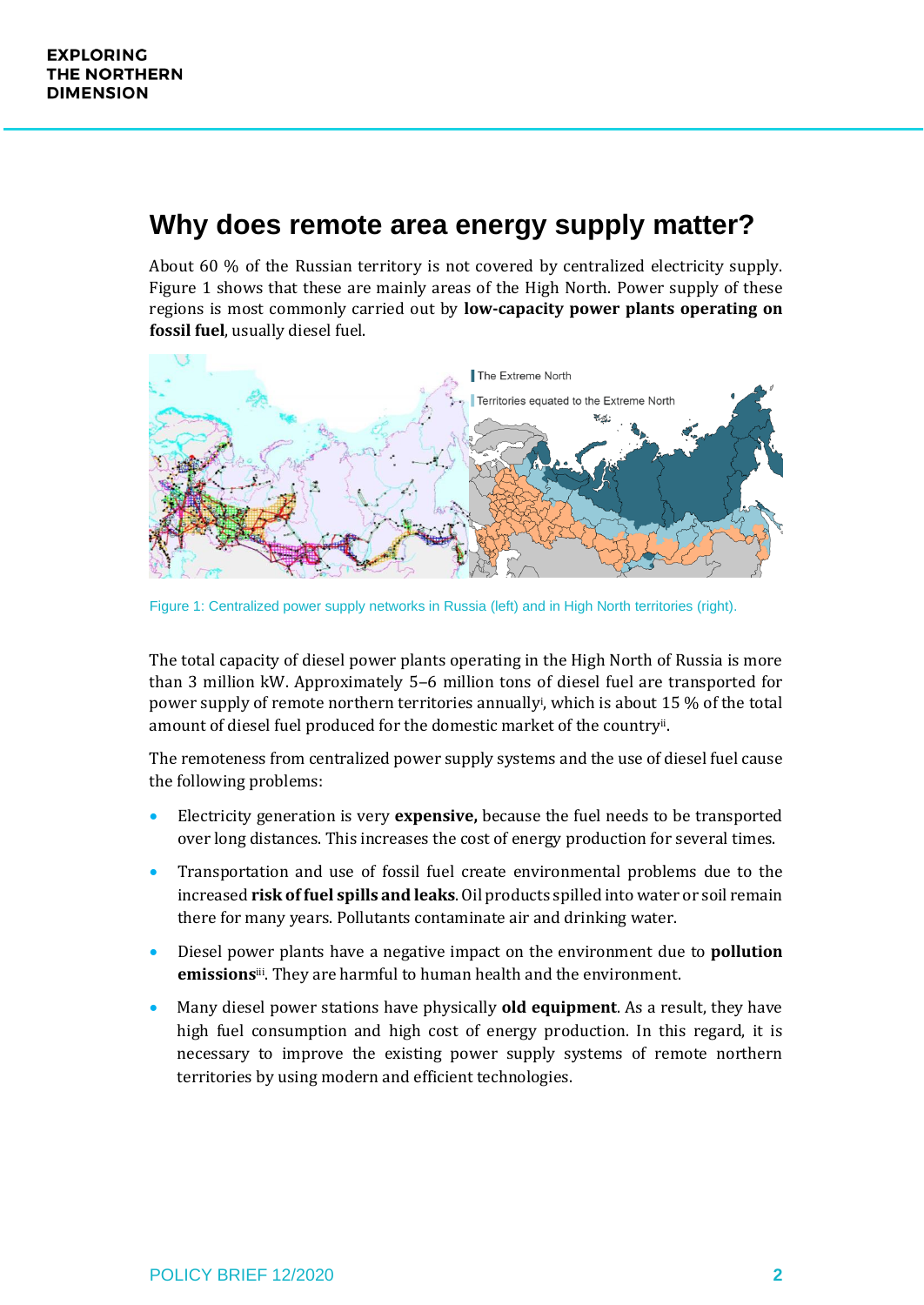## Why does remote area energy supply matter?

About 60 % of the Russian territory is not covered by centralized electricity supply. Figure 1 shows that these are mainly areas of the High North. Power supply of these regions is most commonly carried out by **low-capacity power plants operating on fossil fuel**, usually diesel fuel.

Figure 1: Centralized power supply networks in Russia (left) and in High North territories (right).

The total capacity of diesel power plants operating in the High North of Russia is more than 3 million kW. Approximately 5–6 million tons of diesel fuel are transported for power supply of remote northern territories annually[i], which is about 15 % of the total amount of diesel fuel produced for the domestic market of the country[ii].

The remoteness from centralized power supply systems and the use of diesel fuel cause the following problems:

- Electricity generation is very **expensive,** because the fuel needs to be transported over long distances. This increases the cost of energy production for several times.
- Transportation and use of fossil fuel create environmental problems due to the increased **risk of fuel spills and leaks**. Oil products spilled into water or soil remain there for many years. Pollutants contaminate air and drinking water.
- Diesel power plants have a negative impact on the environment due to **pollution emissions**[iii]. They are harmful to human health and the environment.
- Many diesel power stations have physically **old equipment**. As a result, they have high fuel consumption and high cost of energy production. In this regard, it is necessary to improve the existing power supply systems of remote northern territories by using modern and efficient technologies.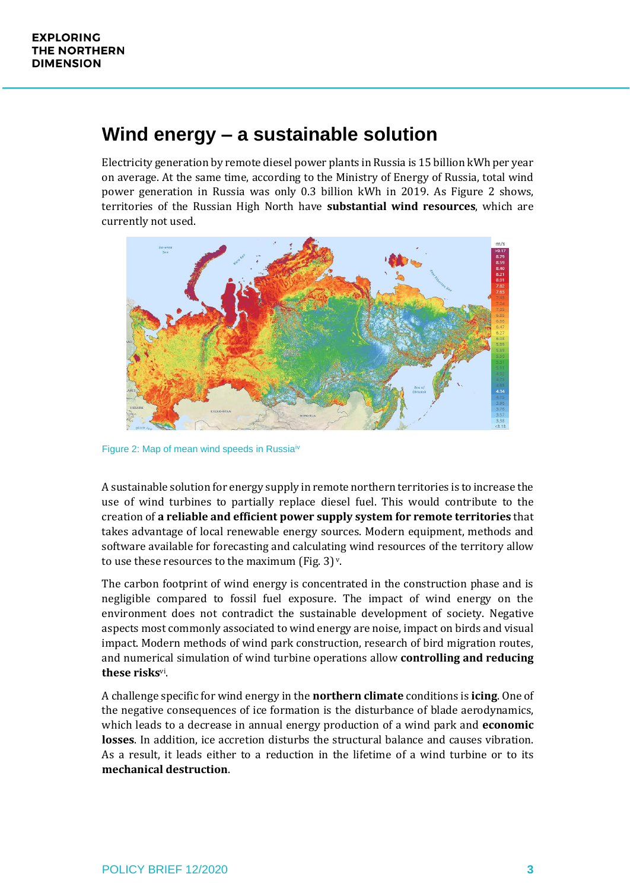# Wind energy – a sustainable solution

Electricity generation by remote diesel power plants in Russia is 15 billion kWh per year on average. At the same time, according to the Ministry of Energy of Russia, total wind power generation in Russia was only 0.3 billion kWh in 2019. As Figure 2 shows, territories of the Russian High North have **substantial wind resources**, which are currently not used.

Figure 2: Map of mean wind speeds in Russia[iv]

A sustainable solution for energy supply in remote northern territories is to increase the use of wind turbines to partially replace diesel fuel. This would contribute to the creation of **a reliable and efficient power supply system for remote territories** that takes advantage of local renewable energy sources. Modern equipment, methods and software available for forecasting and calculating wind resources of the territory allow to use these resources to the maximum (Fig. 3)[v].

The carbon footprint of wind energy is concentrated in the construction phase and is negligible compared to fossil fuel exposure. The impact of wind energy on the environment does not contradict the sustainable development of society. Negative aspects most commonly associated to wind energy are noise, impact on birds and visual impact. Modern methods of wind park construction, research of bird migration routes, and numerical simulation of wind turbine operations allow **controlling and reducing these risks**[vi].

A challenge specific for wind energy in the **northern climate** conditions is **icing**. One of the negative consequences of ice formation is the disturbance of blade aerodynamics, which leads to a decrease in annual energy production of a wind park and **economic losses**. In addition, ice accretion disturbs the structural balance and causes vibration. As a result, it leads either to a reduction in the lifetime of a wind turbine or to its **mechanical destruction**.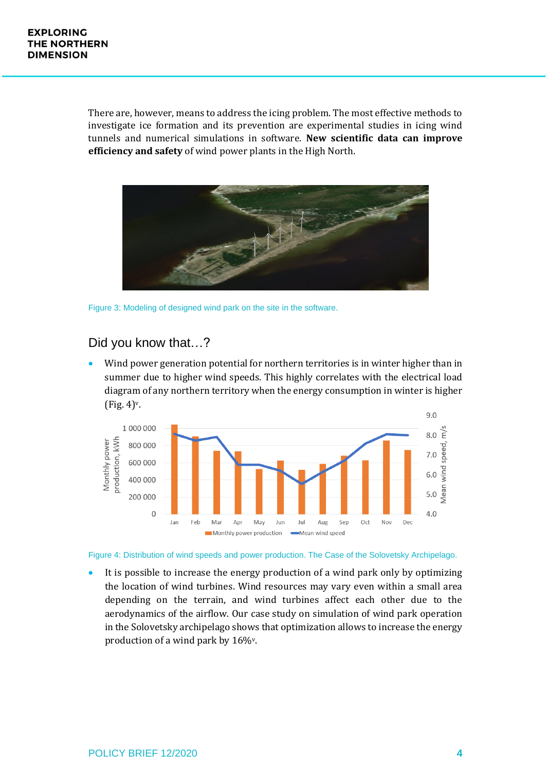There are, however, means to address the icing problem. The most effective methods to investigate ice formation and its prevention are experimental studies in icing wind tunnels and numerical simulations in software. **New scientific data can improve efficiency and safety** of wind power plants in the High North.

Figure 3: Modeling of designed wind park on the site in the software.

## Did you know that…?

- Wind power generation potential for northern territories is in winter higher than in summer due to higher wind speeds. This highly correlates with the electrical load diagram of any northern territory when the energy consumption in winter is higher (Fig. 4)[v].

Figure 4: Distribution of wind speeds and power production. The Case of the Solovetsky Archipelago.

- It is possible to increase the energy production of a wind park only by optimizing the location of wind turbines. Wind resources may vary even within a small area depending on the terrain, and wind turbines affect each other due to the aerodynamics of the airflow. Our case study on simulation of wind park operation in the Solovetsky archipelago shows that optimization allows to increase the energy production of a wind park by 16%[v].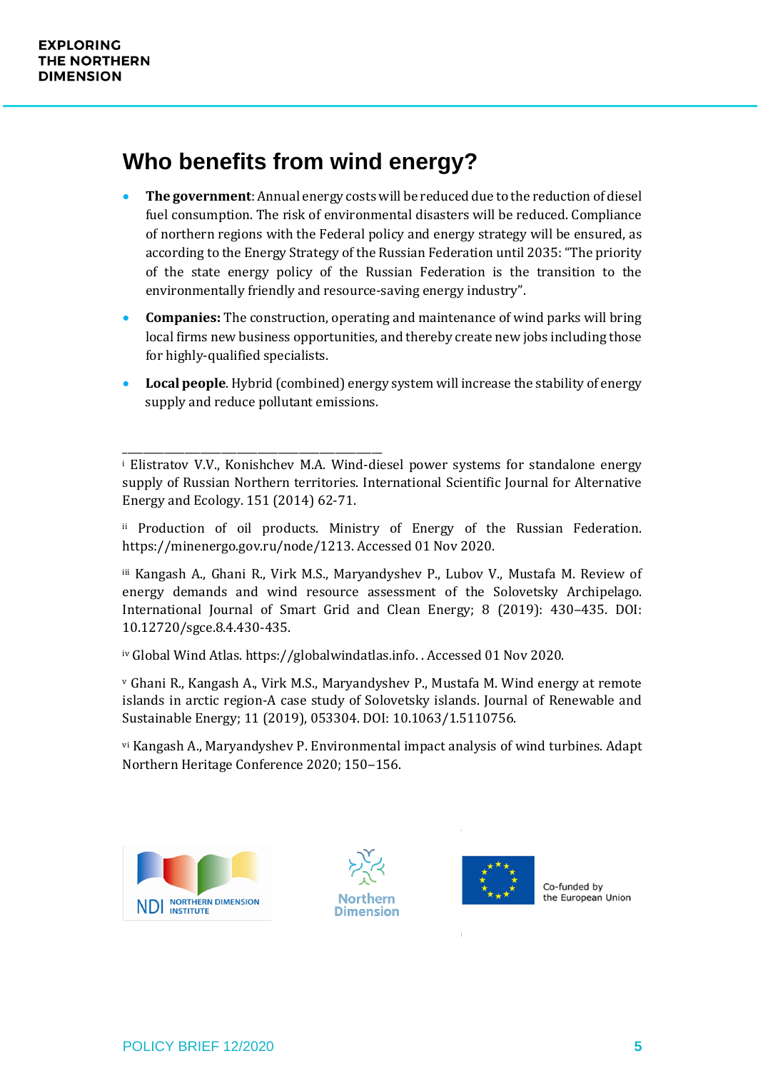## Who benefits from wind energy?

- **The government**: Annual energy costs will be reduced due to the reduction of diesel fuel consumption. The risk of environmental disasters will be reduced. Compliance of northern regions with the Federal policy and energy strategy will be ensured, as according to the Energy Strategy of the Russian Federation until 2035: "The priority of the state energy policy of the Russian Federation is the transition to the environmentally friendly and resource-saving energy industry".
- **Companies:** The construction, operating and maintenance of wind parks will bring local firms new business opportunities, and thereby create new jobs including those for highly-qualified specialists.
- **Local people**. Hybrid (combined) energy system will increase the stability of energy supply and reduce pollutant emissions.

---

[i] Elistratov V.V., Konishchev M.A. Wind-diesel power systems for standalone energy supply of Russian Northern territories. International Scientific Journal for Alternative Energy and Ecology. 151 (2014) 62-71.

[ii] Production of oil products. Ministry of Energy of the Russian Federation. https://minenergo.gov.ru/node/1213. Accessed 01 Nov 2020.

[iii] Kangash A., Ghani R., Virk M.S., Maryandyshev P., Lubov V., Mustafa M. Review of energy demands and wind resource assessment of the Solovetsky Archipelago. International Journal of Smart Grid and Clean Energy; 8 (2019): 430–435. DOI: 10.12720/sgce.8.4.430-435.

[iv] Global Wind Atlas. https://globalwindatlas.info. . Accessed 01 Nov 2020.

[v] Ghani R., Kangash A., Virk M.S., Maryandyshev P., Mustafa M. Wind energy at remote islands in arctic region-A case study of Solovetsky islands. Journal of Renewable and Sustainable Energy; 11 (2019), 053304. DOI: 10.1063/1.5110756.

[vi] Kangash A., Maryandyshev P. Environmental impact analysis of wind turbines. Adapt Northern Heritage Conference 2020; 150–156.

NDI NORTHERN DIMENSION INSTITUTE

Northern Dimension

Co-funded by the European Union